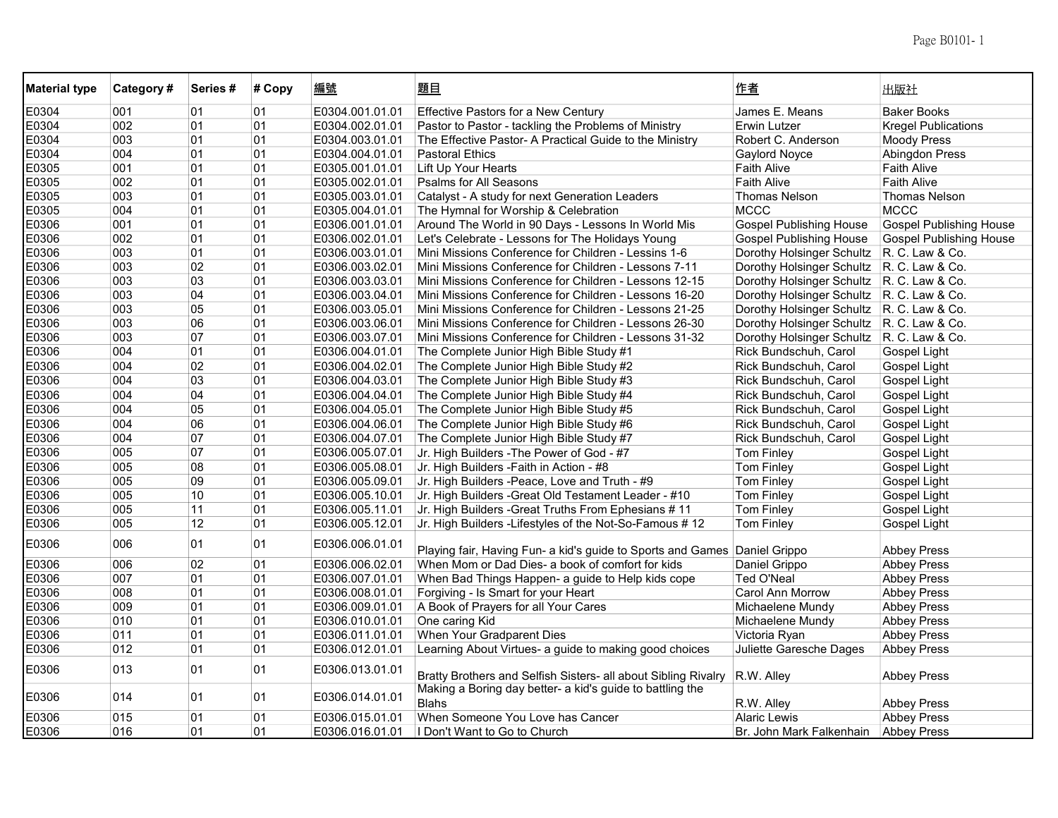| Material type | Category # | Series # | # Copy | 編號 | 題目 | 作者 | 出版社 |
|---|---|---|---|---|---|---|---|
| E0304 | 001 | 01 | 01 | E0304.001.01.01 | Effective Pastors for a New Century | James E. Means | Baker Books |
| E0304 | 002 | 01 | 01 | E0304.002.01.01 | Pastor to Pastor - tackling the Problems of Ministry | Erwin Lutzer | Kregel Publications |
| E0304 | 003 | 01 | 01 | E0304.003.01.01 | The Effective Pastor- A Practical Guide to the Ministry | Robert C. Anderson | Moody Press |
| E0304 | 004 | 01 | 01 | E0304.004.01.01 | Pastoral Ethics | Gaylord Noyce | Abingdon Press |
| E0305 | 001 | 01 | 01 | E0305.001.01.01 | Lift Up Your Hearts | Faith Alive | Faith Alive |
| E0305 | 002 | 01 | 01 | E0305.002.01.01 | Psalms for All Seasons | Faith Alive | Faith Alive |
| E0305 | 003 | 01 | 01 | E0305.003.01.01 | Catalyst - A study for next Generation Leaders | Thomas Nelson | Thomas Nelson |
| E0305 | 004 | 01 | 01 | E0305.004.01.01 | The Hymnal for Worship & Celebration | MCCC | MCCC |
| E0306 | 001 | 01 | 01 | E0306.001.01.01 | Around The World in 90 Days - Lessons In World Mis | Gospel Publishing House | Gospel Publishing House |
| E0306 | 002 | 01 | 01 | E0306.002.01.01 | Let's Celebrate - Lessons for The Holidays Young | Gospel Publishing House | Gospel Publishing House |
| E0306 | 003 | 01 | 01 | E0306.003.01.01 | Mini Missions Conference for Children - Lessins 1-6 | Dorothy Holsinger Schultz | R. C. Law & Co. |
| E0306 | 003 | 02 | 01 | E0306.003.02.01 | Mini Missions Conference for Children - Lessons 7-11 | Dorothy Holsinger Schultz | R. C. Law & Co. |
| E0306 | 003 | 03 | 01 | E0306.003.03.01 | Mini Missions Conference for Children - Lessons 12-15 | Dorothy Holsinger Schultz | R. C. Law & Co. |
| E0306 | 003 | 04 | 01 | E0306.003.04.01 | Mini Missions Conference for Children - Lessons 16-20 | Dorothy Holsinger Schultz | R. C. Law & Co. |
| E0306 | 003 | 05 | 01 | E0306.003.05.01 | Mini Missions Conference for Children - Lessons 21-25 | Dorothy Holsinger Schultz | R. C. Law & Co. |
| E0306 | 003 | 06 | 01 | E0306.003.06.01 | Mini Missions Conference for Children - Lessons 26-30 | Dorothy Holsinger Schultz | R. C. Law & Co. |
| E0306 | 003 | 07 | 01 | E0306.003.07.01 | Mini Missions Conference for Children - Lessons 31-32 | Dorothy Holsinger Schultz | R. C. Law & Co. |
| E0306 | 004 | 01 | 01 | E0306.004.01.01 | The Complete Junior High Bible Study #1 | Rick Bundschuh, Carol | Gospel Light |
| E0306 | 004 | 02 | 01 | E0306.004.02.01 | The Complete Junior High Bible Study #2 | Rick Bundschuh, Carol | Gospel Light |
| E0306 | 004 | 03 | 01 | E0306.004.03.01 | The Complete Junior High Bible Study #3 | Rick Bundschuh, Carol | Gospel Light |
| E0306 | 004 | 04 | 01 | E0306.004.04.01 | The Complete Junior High Bible Study #4 | Rick Bundschuh, Carol | Gospel Light |
| E0306 | 004 | 05 | 01 | E0306.004.05.01 | The Complete Junior High Bible Study #5 | Rick Bundschuh, Carol | Gospel Light |
| E0306 | 004 | 06 | 01 | E0306.004.06.01 | The Complete Junior High Bible Study #6 | Rick Bundschuh, Carol | Gospel Light |
| E0306 | 004 | 07 | 01 | E0306.004.07.01 | The Complete Junior High Bible Study #7 | Rick Bundschuh, Carol | Gospel Light |
| E0306 | 005 | 07 | 01 | E0306.005.07.01 | Jr. High Builders -The Power of God - #7 | Tom Finley | Gospel Light |
| E0306 | 005 | 08 | 01 | E0306.005.08.01 | Jr. High Builders -Faith in Action - #8 | Tom Finley | Gospel Light |
| E0306 | 005 | 09 | 01 | E0306.005.09.01 | Jr. High Builders -Peace, Love and Truth - #9 | Tom Finley | Gospel Light |
| E0306 | 005 | 10 | 01 | E0306.005.10.01 | Jr. High Builders -Great Old Testament Leader - #10 | Tom Finley | Gospel Light |
| E0306 | 005 | 11 | 01 | E0306.005.11.01 | Jr. High Builders -Great Truths From Ephesians # 11 | Tom Finley | Gospel Light |
| E0306 | 005 | 12 | 01 | E0306.005.12.01 | Jr. High Builders -Lifestyles of the Not-So-Famous # 12 | Tom Finley | Gospel Light |
| E0306 | 006 | 01 | 01 | E0306.006.01.01 | Playing fair, Having Fun- a kid's guide to Sports and Games | Daniel Grippo | Abbey Press |
| E0306 | 006 | 02 | 01 | E0306.006.02.01 | When Mom or Dad Dies- a book of comfort for kids | Daniel Grippo | Abbey Press |
| E0306 | 007 | 01 | 01 | E0306.007.01.01 | When Bad Things Happen- a guide to Help kids cope | Ted O'Neal | Abbey Press |
| E0306 | 008 | 01 | 01 | E0306.008.01.01 | Forgiving - Is Smart for your Heart | Carol Ann Morrow | Abbey Press |
| E0306 | 009 | 01 | 01 | E0306.009.01.01 | A Book of Prayers for all Your Cares | Michaelene Mundy | Abbey Press |
| E0306 | 010 | 01 | 01 | E0306.010.01.01 | One caring Kid | Michaelene Mundy | Abbey Press |
| E0306 | 011 | 01 | 01 | E0306.011.01.01 | When Your Gradparent Dies | Victoria Ryan | Abbey Press |
| E0306 | 012 | 01 | 01 | E0306.012.01.01 | Learning About Virtues- a guide to making good choices | Juliette Garesche Dages | Abbey Press |
| E0306 | 013 | 01 | 01 | E0306.013.01.01 | Bratty Brothers and Selfish Sisters- all about Sibling Rivalry | R.W. Alley | Abbey Press |
| E0306 | 014 | 01 | 01 | E0306.014.01.01 | Making a Boring day better- a kid's guide to battling the Blahs | R.W. Alley | Abbey Press |
| E0306 | 015 | 01 | 01 | E0306.015.01.01 | When Someone You Love has Cancer | Alaric Lewis | Abbey Press |
| E0306 | 016 | 01 | 01 | E0306.016.01.01 | I Don't Want to Go to Church | Br. John Mark Falkenhain | Abbey Press |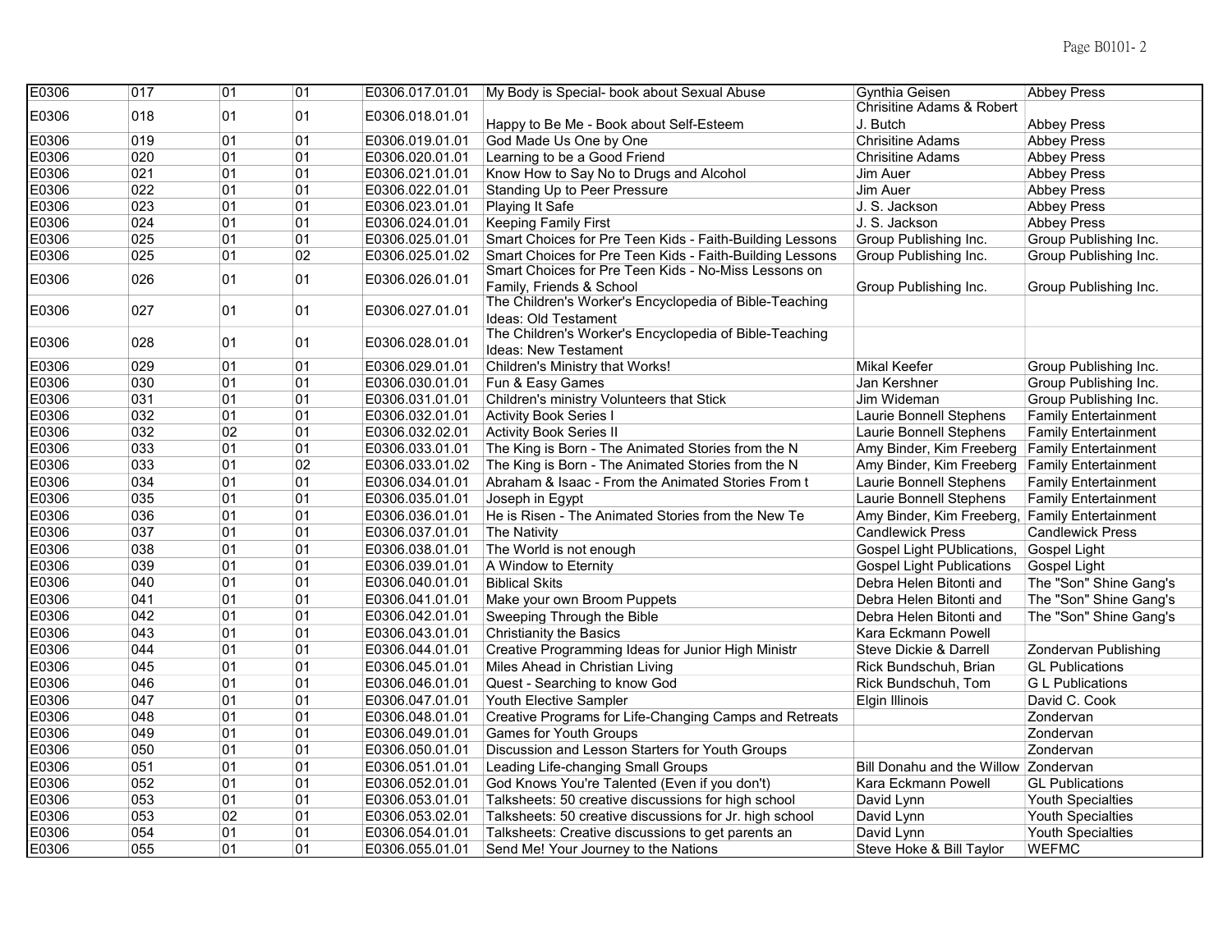| | | | | | | | |
|---|---|---|---|---|---|---|---|
| E0306 | 017 | 01 | 01 | E0306.017.01.01 | My Body is Special- book about Sexual Abuse | Gynthia Geisen | Abbey Press |
| E0306 | 018 | 01 | 01 | E0306.018.01.01 | Happy to Be Me - Book about Self-Esteem | Chrisitine Adams & Robert J. Butch | Abbey Press |
| E0306 | 019 | 01 | 01 | E0306.019.01.01 | God Made Us One by One | Chrisitine Adams | Abbey Press |
| E0306 | 020 | 01 | 01 | E0306.020.01.01 | Learning to be a Good Friend | Chrisitine Adams | Abbey Press |
| E0306 | 021 | 01 | 01 | E0306.021.01.01 | Know How to Say No to Drugs and Alcohol | Jim Auer | Abbey Press |
| E0306 | 022 | 01 | 01 | E0306.022.01.01 | Standing Up to Peer Pressure | Jim Auer | Abbey Press |
| E0306 | 023 | 01 | 01 | E0306.023.01.01 | Playing It Safe | J. S. Jackson | Abbey Press |
| E0306 | 024 | 01 | 01 | E0306.024.01.01 | Keeping Family First | J. S. Jackson | Abbey Press |
| E0306 | 025 | 01 | 01 | E0306.025.01.01 | Smart Choices for Pre Teen Kids - Faith-Building Lessons | Group Publishing Inc. | Group Publishing Inc. |
| E0306 | 025 | 01 | 02 | E0306.025.01.02 | Smart Choices for Pre Teen Kids - Faith-Building Lessons | Group Publishing Inc. | Group Publishing Inc. |
| E0306 | 026 | 01 | 01 | E0306.026.01.01 | Smart Choices for Pre Teen Kids - No-Miss Lessons on Family, Friends & School | Group Publishing Inc. | Group Publishing Inc. |
| E0306 | 027 | 01 | 01 | E0306.027.01.01 | The Children's Worker's Encyclopedia of Bible-Teaching Ideas: Old Testament | | |
| E0306 | 028 | 01 | 01 | E0306.028.01.01 | The Children's Worker's Encyclopedia of Bible-Teaching Ideas: New Testament | | |
| E0306 | 029 | 01 | 01 | E0306.029.01.01 | Children's Ministry that Works! | Mikal Keefer | Group Publishing Inc. |
| E0306 | 030 | 01 | 01 | E0306.030.01.01 | Fun & Easy Games | Jan Kershner | Group Publishing Inc. |
| E0306 | 031 | 01 | 01 | E0306.031.01.01 | Children's ministry Volunteers that Stick | Jim Wideman | Group Publishing Inc. |
| E0306 | 032 | 01 | 01 | E0306.032.01.01 | Activity Book Series I | Laurie Bonnell Stephens | Family Entertainment |
| E0306 | 032 | 02 | 01 | E0306.032.02.01 | Activity Book Series II | Laurie Bonnell Stephens | Family Entertainment |
| E0306 | 033 | 01 | 01 | E0306.033.01.01 | The King is Born - The Animated Stories from the N | Amy Binder, Kim Freeberg | Family Entertainment |
| E0306 | 033 | 01 | 02 | E0306.033.01.02 | The King is Born - The Animated Stories from the N | Amy Binder, Kim Freeberg | Family Entertainment |
| E0306 | 034 | 01 | 01 | E0306.034.01.01 | Abraham & Isaac - From the Animated Stories From t | Laurie Bonnell Stephens | Family Entertainment |
| E0306 | 035 | 01 | 01 | E0306.035.01.01 | Joseph in Egypt | Laurie Bonnell Stephens | Family Entertainment |
| E0306 | 036 | 01 | 01 | E0306.036.01.01 | He is Risen - The Animated Stories from the New Te | Amy Binder, Kim Freeberg, | Family Entertainment |
| E0306 | 037 | 01 | 01 | E0306.037.01.01 | The Nativity | Candlewick Press | Candlewick Press |
| E0306 | 038 | 01 | 01 | E0306.038.01.01 | The World is not enough | Gospel Light PUblications, | Gospel Light |
| E0306 | 039 | 01 | 01 | E0306.039.01.01 | A Window to Eternity | Gospel Light Publications | Gospel Light |
| E0306 | 040 | 01 | 01 | E0306.040.01.01 | Biblical Skits | Debra Helen Bitonti and | The "Son" Shine Gang's |
| E0306 | 041 | 01 | 01 | E0306.041.01.01 | Make your own Broom Puppets | Debra Helen Bitonti and | The "Son" Shine Gang's |
| E0306 | 042 | 01 | 01 | E0306.042.01.01 | Sweeping Through the Bible | Debra Helen Bitonti and | The "Son" Shine Gang's |
| E0306 | 043 | 01 | 01 | E0306.043.01.01 | Christianity the Basics | Kara Eckmann Powell | |
| E0306 | 044 | 01 | 01 | E0306.044.01.01 | Creative Programming Ideas for Junior High Ministr | Steve Dickie & Darrell | Zondervan Publishing |
| E0306 | 045 | 01 | 01 | E0306.045.01.01 | Miles Ahead in Christian Living | Rick Bundschuh, Brian | GL Publications |
| E0306 | 046 | 01 | 01 | E0306.046.01.01 | Quest - Searching to know God | Rick Bundschuh, Tom | G L Publications |
| E0306 | 047 | 01 | 01 | E0306.047.01.01 | Youth Elective Sampler | Elgin Illinois | David C. Cook |
| E0306 | 048 | 01 | 01 | E0306.048.01.01 | Creative Programs for Life-Changing Camps and Retreats | | Zondervan |
| E0306 | 049 | 01 | 01 | E0306.049.01.01 | Games for Youth Groups | | Zondervan |
| E0306 | 050 | 01 | 01 | E0306.050.01.01 | Discussion and Lesson Starters for Youth Groups | | Zondervan |
| E0306 | 051 | 01 | 01 | E0306.051.01.01 | Leading Life-changing Small Groups | Bill Donahu and the Willow | Zondervan |
| E0306 | 052 | 01 | 01 | E0306.052.01.01 | God Knows You're Talented (Even if you don't) | Kara Eckmann Powell | GL Publications |
| E0306 | 053 | 01 | 01 | E0306.053.01.01 | Talksheets: 50 creative discussions for high school | David Lynn | Youth Specialties |
| E0306 | 053 | 02 | 01 | E0306.053.02.01 | Talksheets: 50 creative discussions for Jr. high school | David Lynn | Youth Specialties |
| E0306 | 054 | 01 | 01 | E0306.054.01.01 | Talksheets: Creative discussions to get parents an | David Lynn | Youth Specialties |
| E0306 | 055 | 01 | 01 | E0306.055.01.01 | Send Me! Your Journey to the Nations | Steve Hoke & Bill Taylor | WEFMC |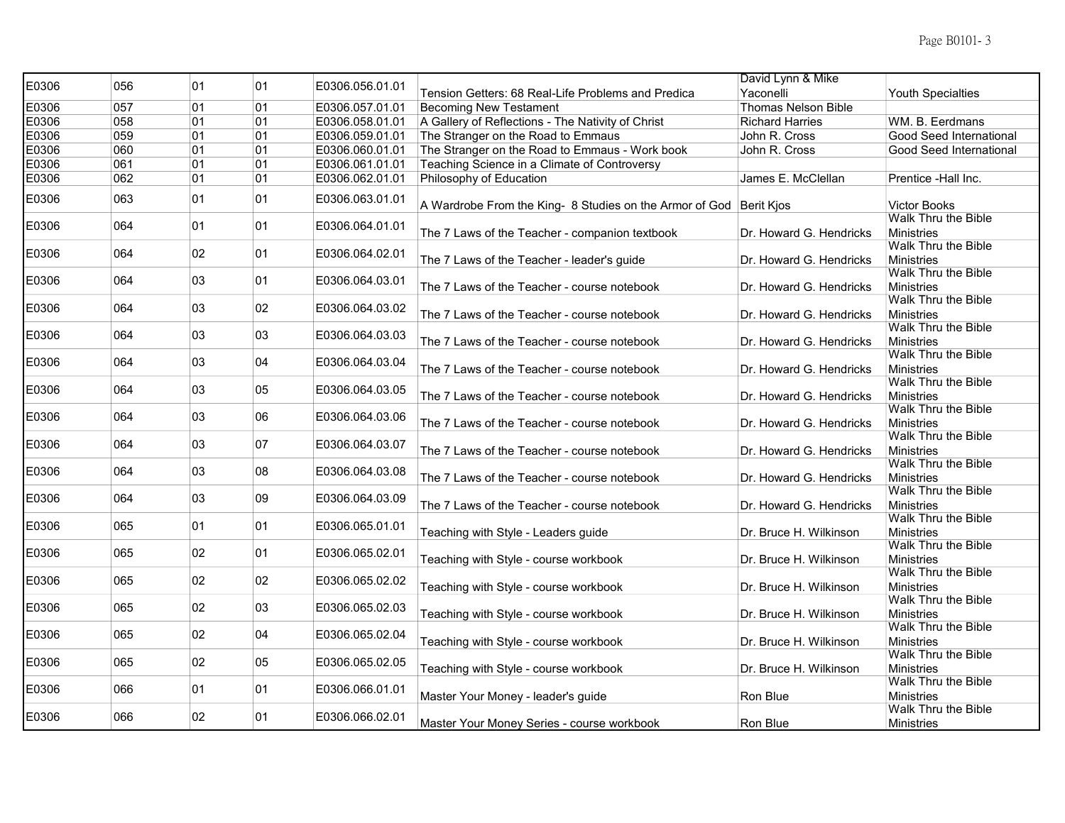| E0306 | 056 | 01 | 01 | E0306.056.01.01 | Tension Getters: 68 Real-Life Problems and Predica | David Lynn & Mike Yaconelli | Youth Specialties |
|---|---|---|---|---|---|---|---|
| E0306 | 057 | 01 | 01 | E0306.057.01.01 | Becoming New Testament | Thomas Nelson Bible | |
| E0306 | 058 | 01 | 01 | E0306.058.01.01 | A Gallery of Reflections - The Nativity of Christ | Richard Harries | WM. B. Eerdmans |
| E0306 | 059 | 01 | 01 | E0306.059.01.01 | The Stranger on the Road to Emmaus | John R. Cross | Good Seed International |
| E0306 | 060 | 01 | 01 | E0306.060.01.01 | The Stranger on the Road to Emmaus - Work book | John R. Cross | Good Seed International |
| E0306 | 061 | 01 | 01 | E0306.061.01.01 | Teaching Science in a Climate of Controversy | | |
| E0306 | 062 | 01 | 01 | E0306.062.01.01 | Philosophy of Education | James E. McClellan | Prentice -Hall Inc. |
| E0306 | 063 | 01 | 01 | E0306.063.01.01 | A Wardrobe From the King- 8 Studies on the Armor of God | Berit Kjos | Victor Books |
| E0306 | 064 | 01 | 01 | E0306.064.01.01 | The 7 Laws of the Teacher - companion textbook | Dr. Howard G. Hendricks | Walk Thru the Bible Ministries |
| E0306 | 064 | 02 | 01 | E0306.064.02.01 | The 7 Laws of the Teacher - leader's guide | Dr. Howard G. Hendricks | Walk Thru the Bible Ministries |
| E0306 | 064 | 03 | 01 | E0306.064.03.01 | The 7 Laws of the Teacher - course notebook | Dr. Howard G. Hendricks | Walk Thru the Bible Ministries |
| E0306 | 064 | 03 | 02 | E0306.064.03.02 | The 7 Laws of the Teacher - course notebook | Dr. Howard G. Hendricks | Walk Thru the Bible Ministries |
| E0306 | 064 | 03 | 03 | E0306.064.03.03 | The 7 Laws of the Teacher - course notebook | Dr. Howard G. Hendricks | Walk Thru the Bible Ministries |
| E0306 | 064 | 03 | 04 | E0306.064.03.04 | The 7 Laws of the Teacher - course notebook | Dr. Howard G. Hendricks | Walk Thru the Bible Ministries |
| E0306 | 064 | 03 | 05 | E0306.064.03.05 | The 7 Laws of the Teacher - course notebook | Dr. Howard G. Hendricks | Walk Thru the Bible Ministries |
| E0306 | 064 | 03 | 06 | E0306.064.03.06 | The 7 Laws of the Teacher - course notebook | Dr. Howard G. Hendricks | Walk Thru the Bible Ministries |
| E0306 | 064 | 03 | 07 | E0306.064.03.07 | The 7 Laws of the Teacher - course notebook | Dr. Howard G. Hendricks | Walk Thru the Bible Ministries |
| E0306 | 064 | 03 | 08 | E0306.064.03.08 | The 7 Laws of the Teacher - course notebook | Dr. Howard G. Hendricks | Walk Thru the Bible Ministries |
| E0306 | 064 | 03 | 09 | E0306.064.03.09 | The 7 Laws of the Teacher - course notebook | Dr. Howard G. Hendricks | Walk Thru the Bible Ministries |
| E0306 | 065 | 01 | 01 | E0306.065.01.01 | Teaching with Style - Leaders guide | Dr. Bruce H. Wilkinson | Walk Thru the Bible Ministries |
| E0306 | 065 | 02 | 01 | E0306.065.02.01 | Teaching with Style - course workbook | Dr. Bruce H. Wilkinson | Walk Thru the Bible Ministries |
| E0306 | 065 | 02 | 02 | E0306.065.02.02 | Teaching with Style - course workbook | Dr. Bruce H. Wilkinson | Walk Thru the Bible Ministries |
| E0306 | 065 | 02 | 03 | E0306.065.02.03 | Teaching with Style - course workbook | Dr. Bruce H. Wilkinson | Walk Thru the Bible Ministries |
| E0306 | 065 | 02 | 04 | E0306.065.02.04 | Teaching with Style - course workbook | Dr. Bruce H. Wilkinson | Walk Thru the Bible Ministries |
| E0306 | 065 | 02 | 05 | E0306.065.02.05 | Teaching with Style - course workbook | Dr. Bruce H. Wilkinson | Walk Thru the Bible Ministries |
| E0306 | 066 | 01 | 01 | E0306.066.01.01 | Master Your Money - leader's guide | Ron Blue | Walk Thru the Bible Ministries |
| E0306 | 066 | 02 | 01 | E0306.066.02.01 | Master Your Money Series - course workbook | Ron Blue | Walk Thru the Bible Ministries |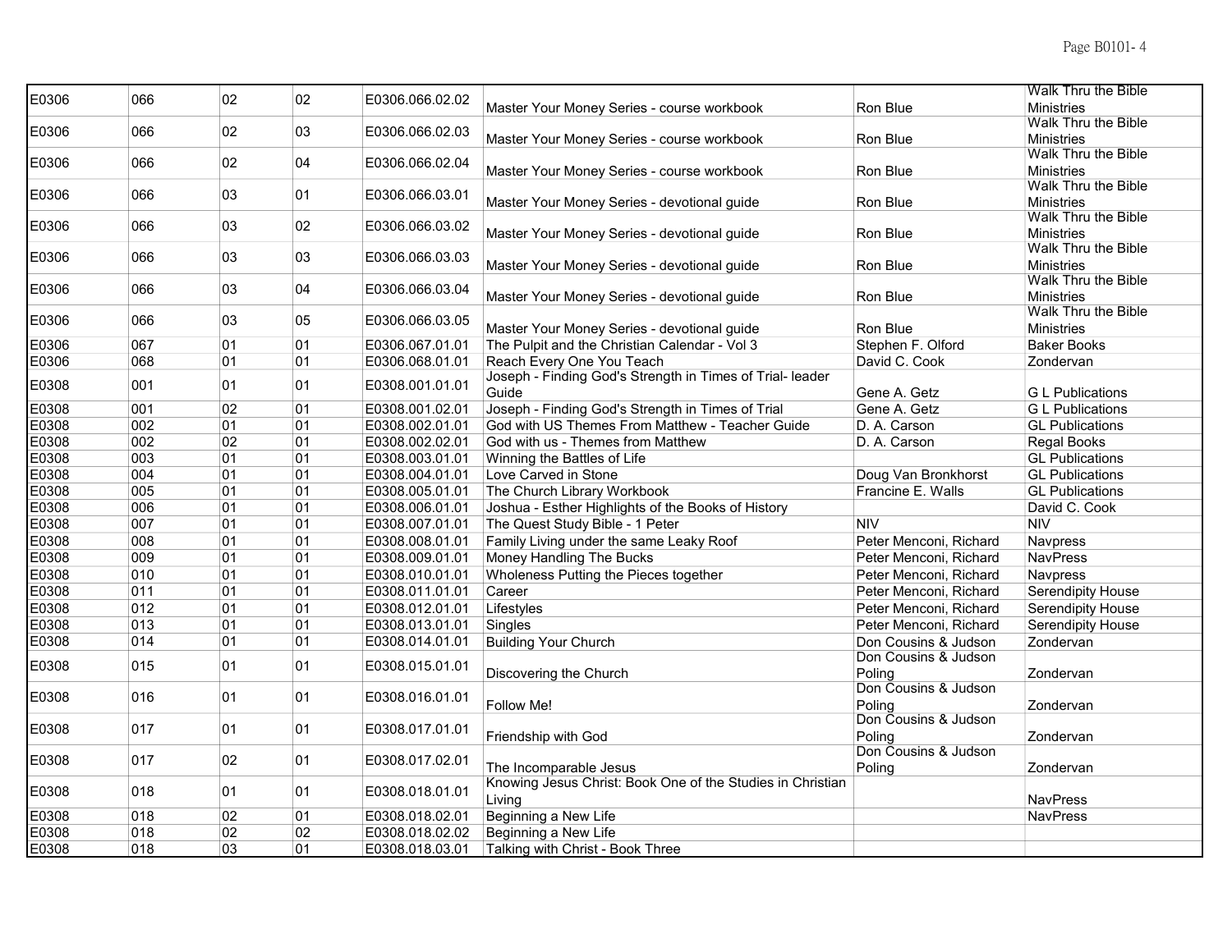| | | | | | | | |
|---|---|---|---|---|---|---|---|
| E0306 | 066 | 02 | 02 | E0306.066.02.02 | Master Your Money Series - course workbook | Ron Blue | Walk Thru the Bible Ministries |
| E0306 | 066 | 02 | 03 | E0306.066.02.03 | Master Your Money Series - course workbook | Ron Blue | Walk Thru the Bible Ministries |
| E0306 | 066 | 02 | 04 | E0306.066.02.04 | Master Your Money Series - course workbook | Ron Blue | Walk Thru the Bible Ministries |
| E0306 | 066 | 03 | 01 | E0306.066.03.01 | Master Your Money Series - devotional guide | Ron Blue | Walk Thru the Bible Ministries |
| E0306 | 066 | 03 | 02 | E0306.066.03.02 | Master Your Money Series - devotional guide | Ron Blue | Walk Thru the Bible Ministries |
| E0306 | 066 | 03 | 03 | E0306.066.03.03 | Master Your Money Series - devotional guide | Ron Blue | Walk Thru the Bible Ministries |
| E0306 | 066 | 03 | 04 | E0306.066.03.04 | Master Your Money Series - devotional guide | Ron Blue | Walk Thru the Bible Ministries |
| E0306 | 066 | 03 | 05 | E0306.066.03.05 | Master Your Money Series - devotional guide | Ron Blue | Walk Thru the Bible Ministries |
| E0306 | 067 | 01 | 01 | E0306.067.01.01 | The Pulpit and the Christian Calendar - Vol 3 | Stephen F. Olford | Baker Books |
| E0306 | 068 | 01 | 01 | E0306.068.01.01 | Reach Every One You Teach | David C. Cook | Zondervan |
| E0308 | 001 | 01 | 01 | E0308.001.01.01 | Joseph - Finding God's Strength in Times of Trial- leader Guide | Gene A. Getz | G L Publications |
| E0308 | 001 | 02 | 01 | E0308.001.02.01 | Joseph - Finding God's Strength in Times of Trial | Gene A. Getz | G L Publications |
| E0308 | 002 | 01 | 01 | E0308.002.01.01 | God with US Themes From Matthew - Teacher Guide | D. A. Carson | GL Publications |
| E0308 | 002 | 02 | 01 | E0308.002.02.01 | God with us - Themes from Matthew | D. A. Carson | Regal Books |
| E0308 | 003 | 01 | 01 | E0308.003.01.01 | Winning the Battles of Life | | GL Publications |
| E0308 | 004 | 01 | 01 | E0308.004.01.01 | Love Carved in Stone | Doug Van Bronkhorst | GL Publications |
| E0308 | 005 | 01 | 01 | E0308.005.01.01 | The Church Library Workbook | Francine E. Walls | GL Publications |
| E0308 | 006 | 01 | 01 | E0308.006.01.01 | Joshua - Esther Highlights of the Books of History | | David C. Cook |
| E0308 | 007 | 01 | 01 | E0308.007.01.01 | The Quest Study Bible - 1 Peter | NIV | NIV |
| E0308 | 008 | 01 | 01 | E0308.008.01.01 | Family Living under the same Leaky Roof | Peter Menconi, Richard | Navpress |
| E0308 | 009 | 01 | 01 | E0308.009.01.01 | Money Handling The Bucks | Peter Menconi, Richard | NavPress |
| E0308 | 010 | 01 | 01 | E0308.010.01.01 | Wholeness Putting the Pieces together | Peter Menconi, Richard | Navpress |
| E0308 | 011 | 01 | 01 | E0308.011.01.01 | Career | Peter Menconi, Richard | Serendipity House |
| E0308 | 012 | 01 | 01 | E0308.012.01.01 | Lifestyles | Peter Menconi, Richard | Serendipity House |
| E0308 | 013 | 01 | 01 | E0308.013.01.01 | Singles | Peter Menconi, Richard | Serendipity House |
| E0308 | 014 | 01 | 01 | E0308.014.01.01 | Building Your Church | Don Cousins & Judson | Zondervan |
| E0308 | 015 | 01 | 01 | E0308.015.01.01 | Discovering the Church | Don Cousins & Judson Poling | Zondervan |
| E0308 | 016 | 01 | 01 | E0308.016.01.01 | Follow Me! | Don Cousins & Judson Poling | Zondervan |
| E0308 | 017 | 01 | 01 | E0308.017.01.01 | Friendship with God | Don Cousins & Judson Poling | Zondervan |
| E0308 | 017 | 02 | 01 | E0308.017.02.01 | The Incomparable Jesus | Don Cousins & Judson Poling | Zondervan |
| E0308 | 018 | 01 | 01 | E0308.018.01.01 | Knowing Jesus Christ: Book One of the Studies in Christian Living | | NavPress |
| E0308 | 018 | 02 | 01 | E0308.018.02.01 | Beginning a New Life | | NavPress |
| E0308 | 018 | 02 | 02 | E0308.018.02.02 | Beginning a New Life | | |
| E0308 | 018 | 03 | 01 | E0308.018.03.01 | Talking with Christ - Book Three | | |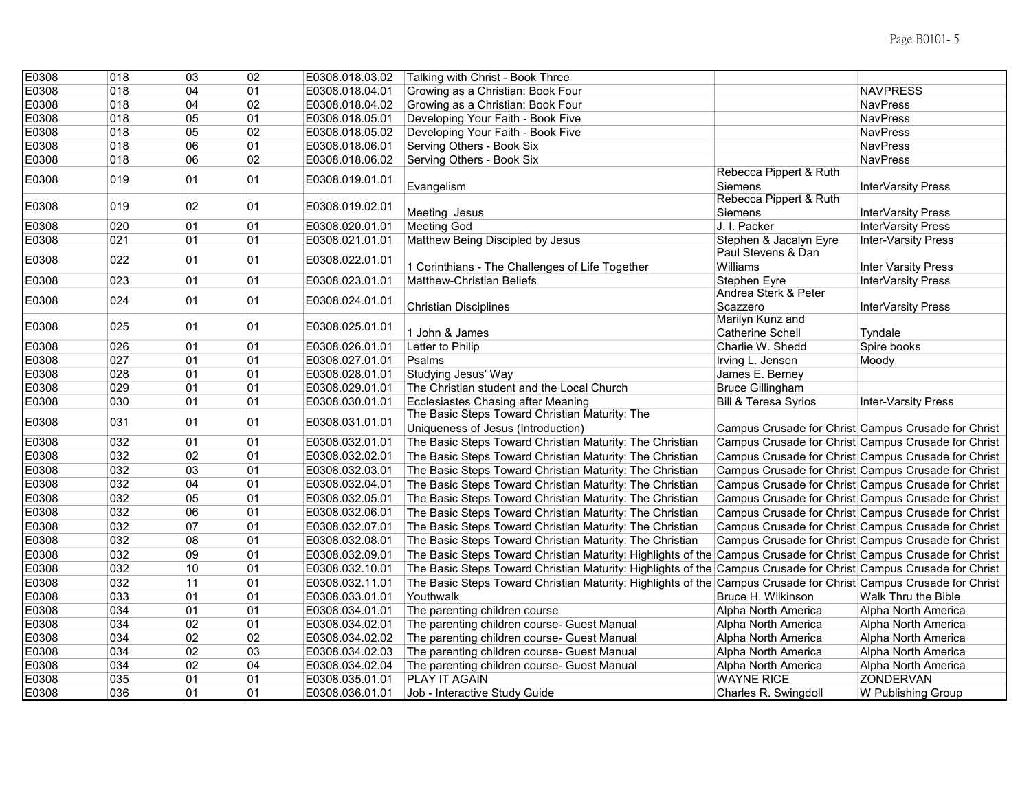| | | | | | | | |
|---|---|---|---|---|---|---|---|
| E0308 | 018 | 03 | 02 | E0308.018.03.02 | Talking with Christ - Book Three | | |
| E0308 | 018 | 04 | 01 | E0308.018.04.01 | Growing as a Christian: Book Four | | NAVPRESS |
| E0308 | 018 | 04 | 02 | E0308.018.04.02 | Growing as a Christian: Book Four | | NavPress |
| E0308 | 018 | 05 | 01 | E0308.018.05.01 | Developing Your Faith - Book Five | | NavPress |
| E0308 | 018 | 05 | 02 | E0308.018.05.02 | Developing Your Faith - Book Five | | NavPress |
| E0308 | 018 | 06 | 01 | E0308.018.06.01 | Serving Others - Book Six | | NavPress |
| E0308 | 018 | 06 | 02 | E0308.018.06.02 | Serving Others - Book Six | | NavPress |
| E0308 | 019 | 01 | 01 | E0308.019.01.01 | Evangelism | Rebecca Pippert & Ruth Siemens | InterVarsity Press |
| E0308 | 019 | 02 | 01 | E0308.019.02.01 | Meeting Jesus | Rebecca Pippert & Ruth Siemens | InterVarsity Press |
| E0308 | 020 | 01 | 01 | E0308.020.01.01 | Meeting God | J. I. Packer | InterVarsity Press |
| E0308 | 021 | 01 | 01 | E0308.021.01.01 | Matthew Being Discipled by Jesus | Stephen & Jacalyn Eyre | Inter-Varsity Press |
| E0308 | 022 | 01 | 01 | E0308.022.01.01 | 1 Corinthians - The Challenges of Life Together | Paul Stevens & Dan Williams | Inter Varsity Press |
| E0308 | 023 | 01 | 01 | E0308.023.01.01 | Matthew-Christian Beliefs | Stephen Eyre | InterVarsity Press |
| E0308 | 024 | 01 | 01 | E0308.024.01.01 | Christian Disciplines | Andrea Sterk & Peter Scazzero | InterVarsity Press |
| E0308 | 025 | 01 | 01 | E0308.025.01.01 | 1 John & James | Marilyn Kunz and Catherine Schell | Tyndale |
| E0308 | 026 | 01 | 01 | E0308.026.01.01 | Letter to Philip | Charlie W. Shedd | Spire books |
| E0308 | 027 | 01 | 01 | E0308.027.01.01 | Psalms | Irving L. Jensen | Moody |
| E0308 | 028 | 01 | 01 | E0308.028.01.01 | Studying Jesus' Way | James E. Berney | |
| E0308 | 029 | 01 | 01 | E0308.029.01.01 | The Christian student and the Local Church | Bruce Gillingham | |
| E0308 | 030 | 01 | 01 | E0308.030.01.01 | Ecclesiastes Chasing after Meaning | Bill & Teresa Syrios | Inter-Varsity Press |
| E0308 | 031 | 01 | 01 | E0308.031.01.01 | The Basic Steps Toward Christian Maturity: The Uniqueness of Jesus (Introduction) | Campus Crusade for Christ | Campus Crusade for Christ |
| E0308 | 032 | 01 | 01 | E0308.032.01.01 | The Basic Steps Toward Christian Maturity: The Christian | Campus Crusade for Christ | Campus Crusade for Christ |
| E0308 | 032 | 02 | 01 | E0308.032.02.01 | The Basic Steps Toward Christian Maturity: The Christian | Campus Crusade for Christ | Campus Crusade for Christ |
| E0308 | 032 | 03 | 01 | E0308.032.03.01 | The Basic Steps Toward Christian Maturity: The Christian | Campus Crusade for Christ | Campus Crusade for Christ |
| E0308 | 032 | 04 | 01 | E0308.032.04.01 | The Basic Steps Toward Christian Maturity: The Christian | Campus Crusade for Christ | Campus Crusade for Christ |
| E0308 | 032 | 05 | 01 | E0308.032.05.01 | The Basic Steps Toward Christian Maturity: The Christian | Campus Crusade for Christ | Campus Crusade for Christ |
| E0308 | 032 | 06 | 01 | E0308.032.06.01 | The Basic Steps Toward Christian Maturity: The Christian | Campus Crusade for Christ | Campus Crusade for Christ |
| E0308 | 032 | 07 | 01 | E0308.032.07.01 | The Basic Steps Toward Christian Maturity: The Christian | Campus Crusade for Christ | Campus Crusade for Christ |
| E0308 | 032 | 08 | 01 | E0308.032.08.01 | The Basic Steps Toward Christian Maturity: The Christian | Campus Crusade for Christ | Campus Crusade for Christ |
| E0308 | 032 | 09 | 01 | E0308.032.09.01 | The Basic Steps Toward Christian Maturity: Highlights of the | Campus Crusade for Christ | Campus Crusade for Christ |
| E0308 | 032 | 10 | 01 | E0308.032.10.01 | The Basic Steps Toward Christian Maturity: Highlights of the | Campus Crusade for Christ | Campus Crusade for Christ |
| E0308 | 032 | 11 | 01 | E0308.032.11.01 | The Basic Steps Toward Christian Maturity: Highlights of the | Campus Crusade for Christ | Campus Crusade for Christ |
| E0308 | 033 | 01 | 01 | E0308.033.01.01 | Youthwalk | Bruce H. Wilkinson | Walk Thru the Bible |
| E0308 | 034 | 01 | 01 | E0308.034.01.01 | The parenting children course | Alpha North America | Alpha North America |
| E0308 | 034 | 02 | 01 | E0308.034.02.01 | The parenting children course- Guest Manual | Alpha North America | Alpha North America |
| E0308 | 034 | 02 | 02 | E0308.034.02.02 | The parenting children course- Guest Manual | Alpha North America | Alpha North America |
| E0308 | 034 | 02 | 03 | E0308.034.02.03 | The parenting children course- Guest Manual | Alpha North America | Alpha North America |
| E0308 | 034 | 02 | 04 | E0308.034.02.04 | The parenting children course- Guest Manual | Alpha North America | Alpha North America |
| E0308 | 035 | 01 | 01 | E0308.035.01.01 | PLAY IT AGAIN | WAYNE RICE | ZONDERVAN |
| E0308 | 036 | 01 | 01 | E0308.036.01.01 | Job - Interactive Study Guide | Charles R. Swingdoll | W Publishing Group |